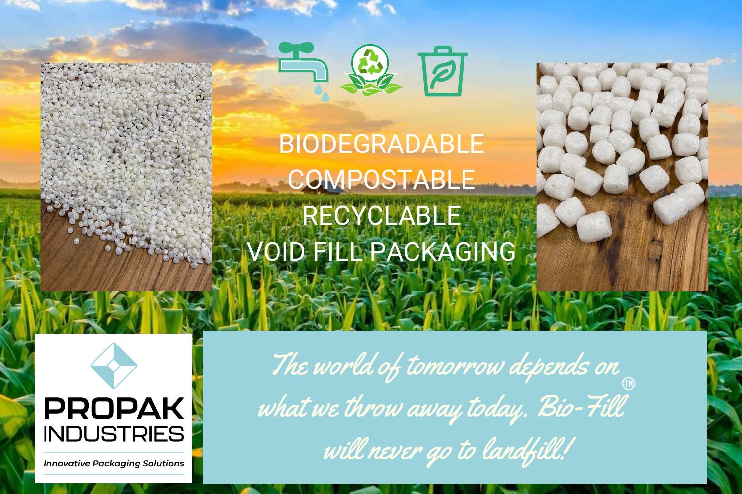BIODEGRADABLE
COMPOSTABLE
RECYCLABLE
VOID FILL PACKAGING

**PROPAK INDUSTRIES**

*Innovative Packaging Solutions*

*The world of tomorrow depends on what we throw away today. Bio-Fill™ will never go to landfill!*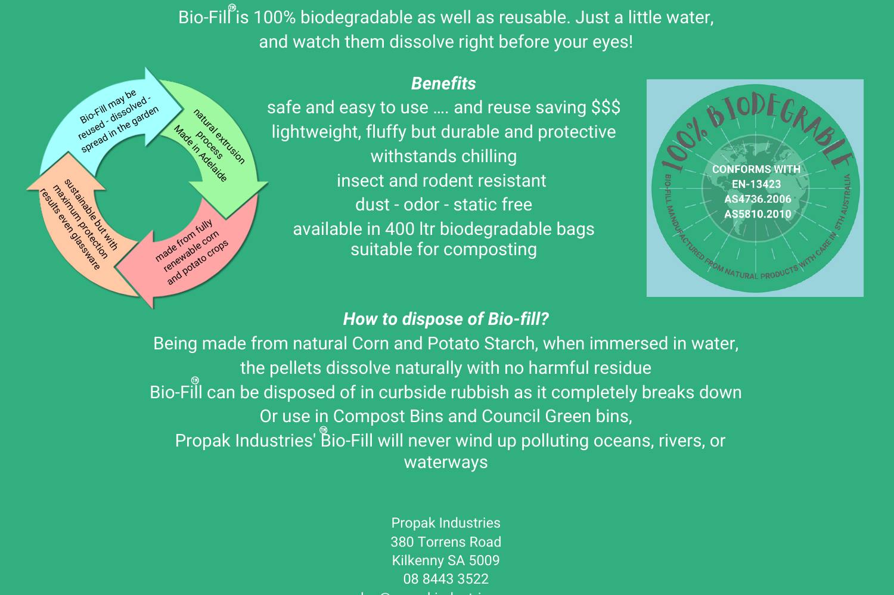Bio-Fill™ is 100% biodegradable as well as reusable. Just a little water, and watch them dissolve right before your eyes!

Bio-Fill may be reused - dissolved - spread in the garden

natural extrusion process Made in Adelaide

made from fully renewable corn and potato crops

sustainable but with maximum protection results even glassware

### *Benefits*

safe and easy to use .... and reuse saving $$$

lightweight, fluffy but durable and protective

withstands chilling

insect and rodent resistant

dust - odor - static free

available in 400 ltr biodegradable bags suitable for composting

100% BIODEGRABLE

CONFORMS WITH EN-13423 AS4736.2006 AS5810.2010

BIO-FILL MANUFACTURED FROM NATURAL PRODUCTS WITH CARE IN STH AUSTRALIA

### *How to dispose of Bio-fill?*

Being made from natural Corn and Potato Starch, when immersed in water, the pellets dissolve naturally with no harmful residue

Bio-Fill™ can be disposed of in curbside rubbish as it completely breaks down

Or use in Compost Bins and Council Green bins,

Propak Industries' Bio-Fill™ will never wind up polluting oceans, rivers, or waterways

Propak Industries
380 Torrens Road
Kilkenny SA 5009
08 8443 3522